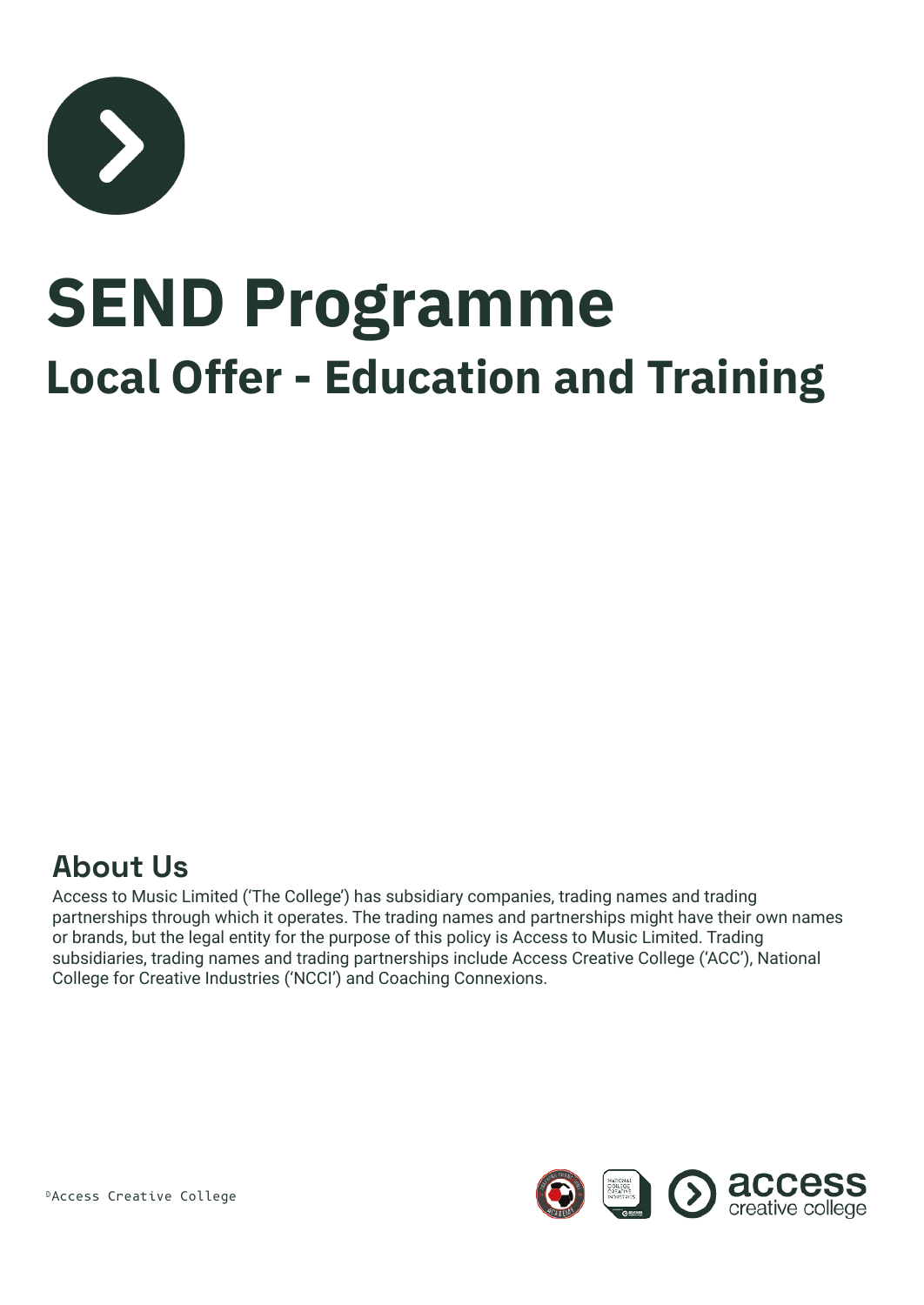# SEND Programme

## Local Offer - Education and Training

### About Us

Access to Music Limited ('The College') has subsidiary companies, trading names and trading partnerships through which it operates. The trading names and partnerships might have their own names or brands, but the legal entity for the purpose of this policy is Access to Music Limited. Trading subsidiaries, trading names and trading partnerships include Access Creative College ('ACC'), National College for Creative Industries ('NCCI') and Coaching Connexions.

©Access Creative College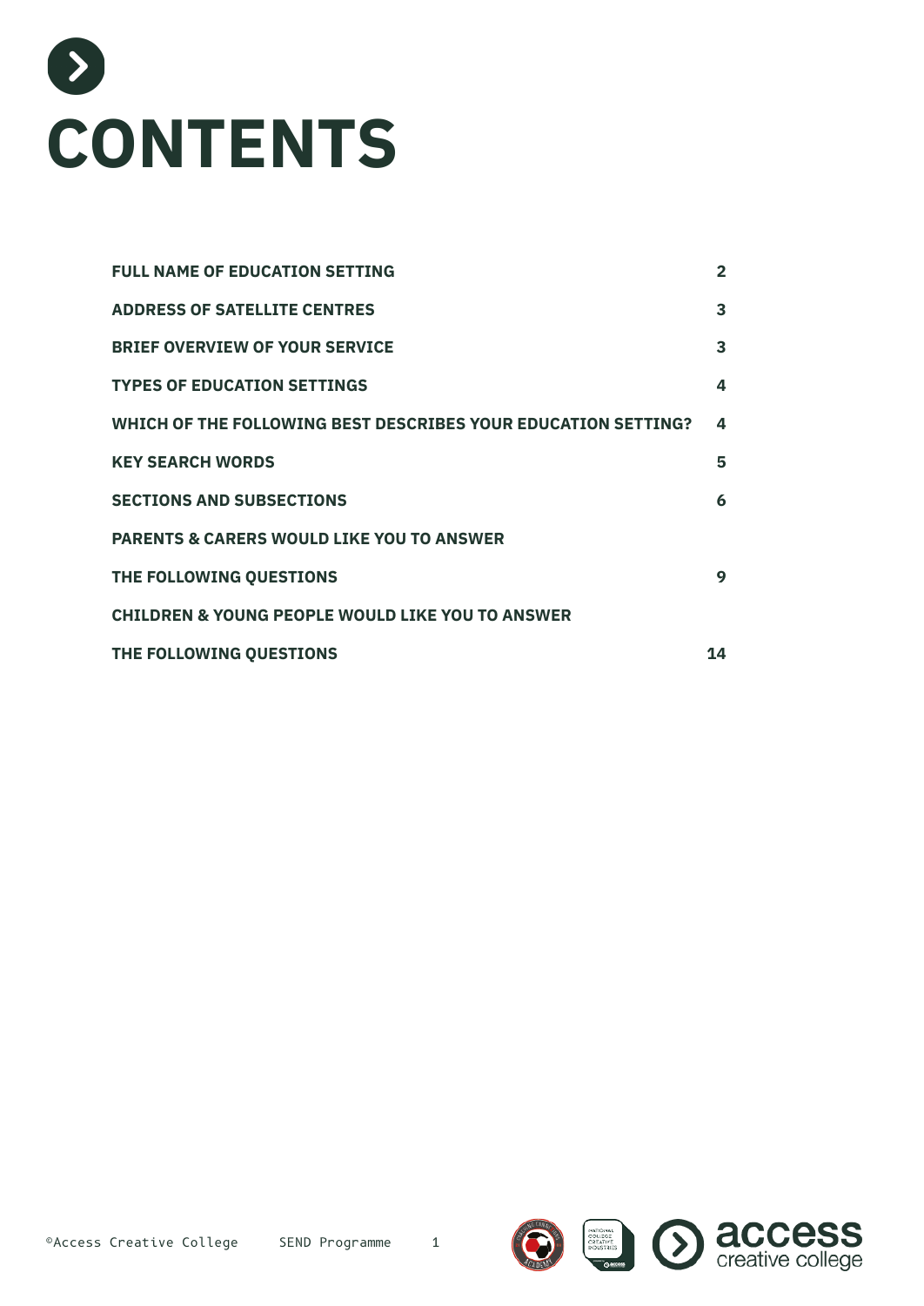# CONTENTS

| | |
|---|---|
| FULL NAME OF EDUCATION SETTING | 2 |
| ADDRESS OF SATELLITE CENTRES | 3 |
| BRIEF OVERVIEW OF YOUR SERVICE | 3 |
| TYPES OF EDUCATION SETTINGS | 4 |
| WHICH OF THE FOLLOWING BEST DESCRIBES YOUR EDUCATION SETTING? | 4 |
| KEY SEARCH WORDS | 5 |
| SECTIONS AND SUBSECTIONS | 6 |
| PARENTS & CARERS WOULD LIKE YOU TO ANSWER THE FOLLOWING QUESTIONS | 9 |
| CHILDREN & YOUNG PEOPLE WOULD LIKE YOU TO ANSWER THE FOLLOWING QUESTIONS | 14 |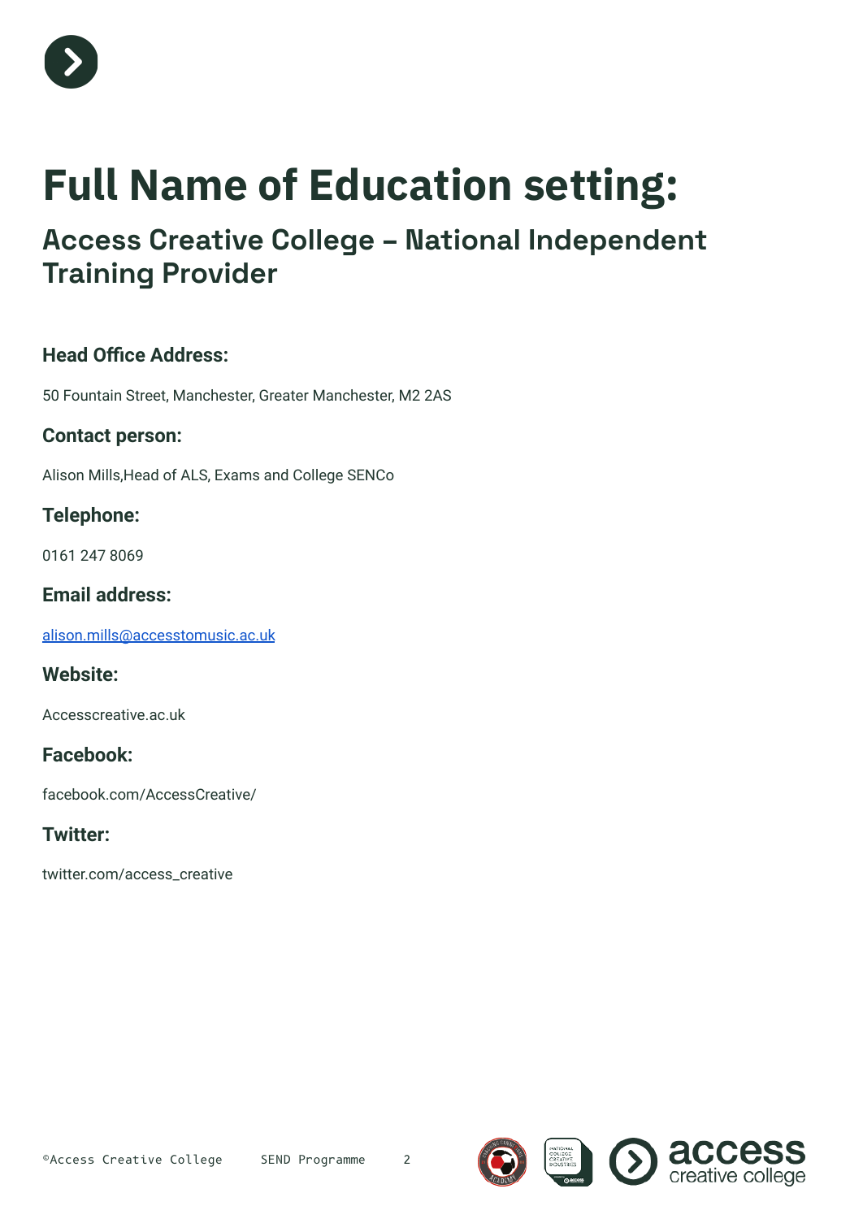# Full Name of Education setting:

## Access Creative College – National Independent Training Provider

### Head Office Address:

50 Fountain Street, Manchester, Greater Manchester, M2 2AS

### Contact person:

Alison Mills,Head of ALS, Exams and College SENCo

### Telephone:

0161 247 8069

### Email address:

alison.mills@accesstomusic.ac.uk

### Website:

Accesscreative.ac.uk

### Facebook:

facebook.com/AccessCreative/

### Twitter:

twitter.com/access_creative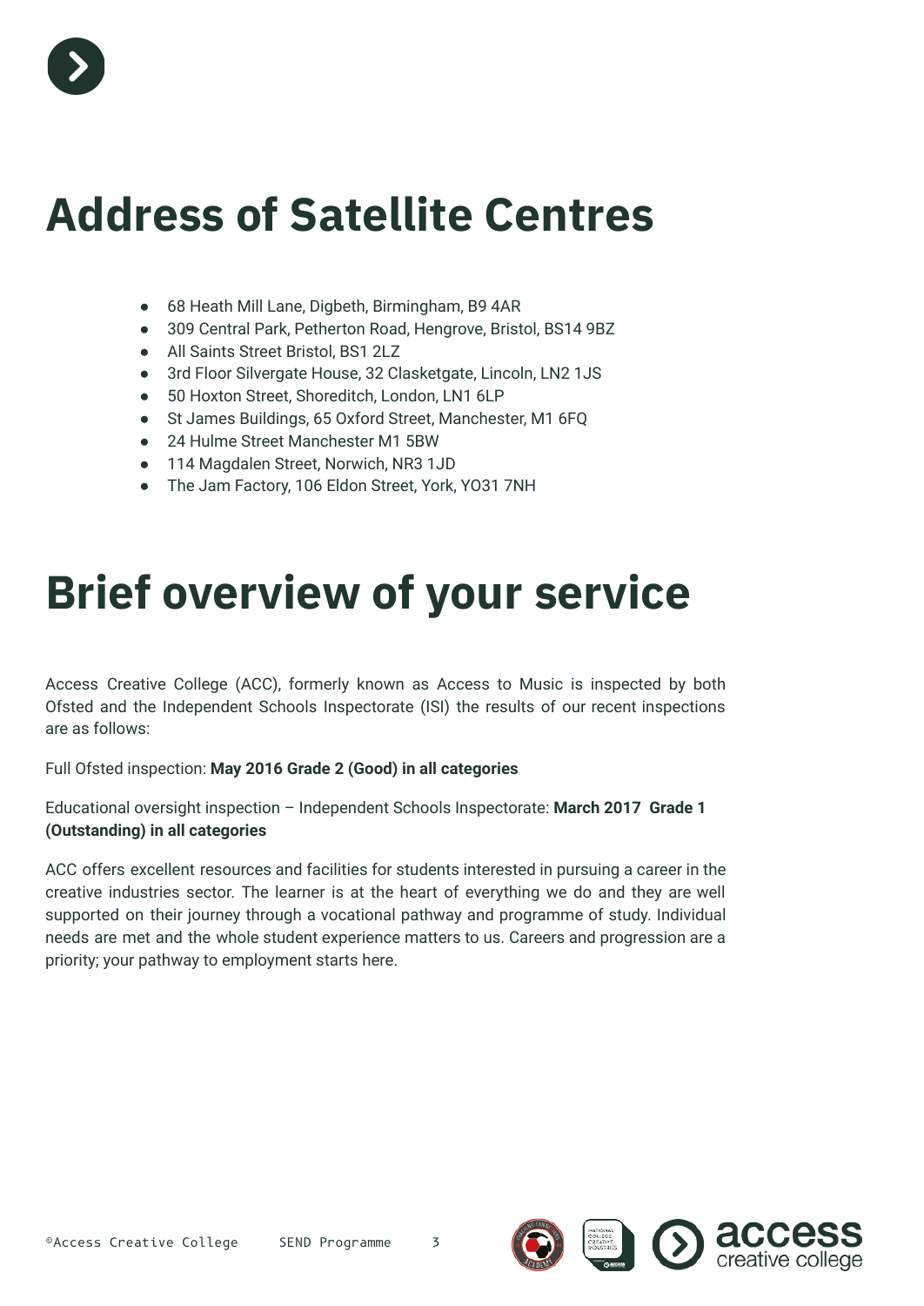# Address of Satellite Centres

- 68 Heath Mill Lane, Digbeth, Birmingham, B9 4AR
- 309 Central Park, Petherton Road, Hengrove, Bristol, BS14 9BZ
- All Saints Street Bristol, BS1 2LZ
- 3rd Floor Silvergate House, 32 Clasketgate, Lincoln, LN2 1JS
- 50 Hoxton Street, Shoreditch, London, LN1 6LP
- St James Buildings, 65 Oxford Street, Manchester, M1 6FQ
- 24 Hulme Street Manchester M1 5BW
- 114 Magdalen Street, Norwich, NR3 1JD
- The Jam Factory, 106 Eldon Street, York, YO31 7NH

# Brief overview of your service

Access Creative College (ACC), formerly known as Access to Music is inspected by both Ofsted and the Independent Schools Inspectorate (ISI) the results of our recent inspections are as follows:

Full Ofsted inspection: **May 2016 Grade 2 (Good) in all categories**

Educational oversight inspection – Independent Schools Inspectorate: **March 2017 Grade 1 (Outstanding) in all categories**

ACC offers excellent resources and facilities for students interested in pursuing a career in the creative industries sector. The learner is at the heart of everything we do and they are well supported on their journey through a vocational pathway and programme of study. Individual needs are met and the whole student experience matters to us. Careers and progression are a priority; your pathway to employment starts here.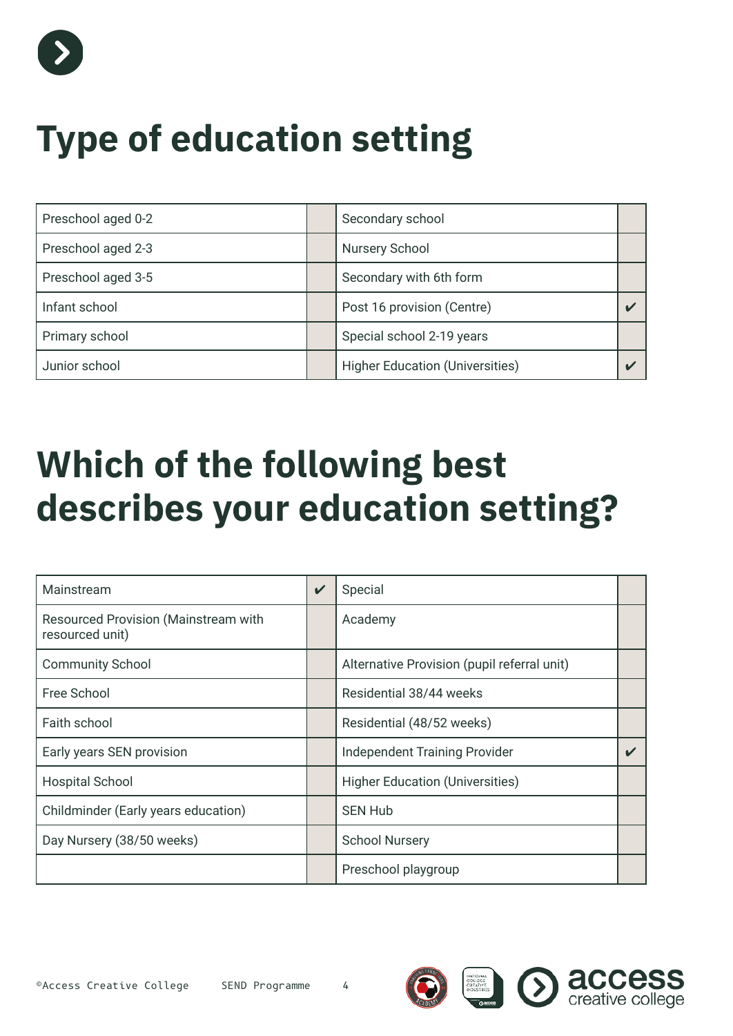# Type of education setting

| | | | |
|---|---|---|---|
| Preschool aged 0-2 | | Secondary school | |
| Preschool aged 2-3 | | Nursery School | |
| Preschool aged 3-5 | | Secondary with 6th form | |
| Infant school | | Post 16 provision (Centre) | ✔ |
| Primary school | | Special school 2-19 years | |
| Junior school | | Higher Education (Universities) | ✔ |

# Which of the following best describes your education setting?

| | | | |
|---|---|---|---|
| Mainstream | ✔ | Special | |
| Resourced Provision (Mainstream with resourced unit) | | Academy | |
| Community School | | Alternative Provision (pupil referral unit) | |
| Free School | | Residential 38/44 weeks | |
| Faith school | | Residential (48/52 weeks) | |
| Early years SEN provision | | Independent Training Provider | ✔ |
| Hospital School | | Higher Education (Universities) | |
| Childminder (Early years education) | | SEN Hub | |
| Day Nursery (38/50 weeks) | | School Nursery | |
| | | Preschool playgroup | |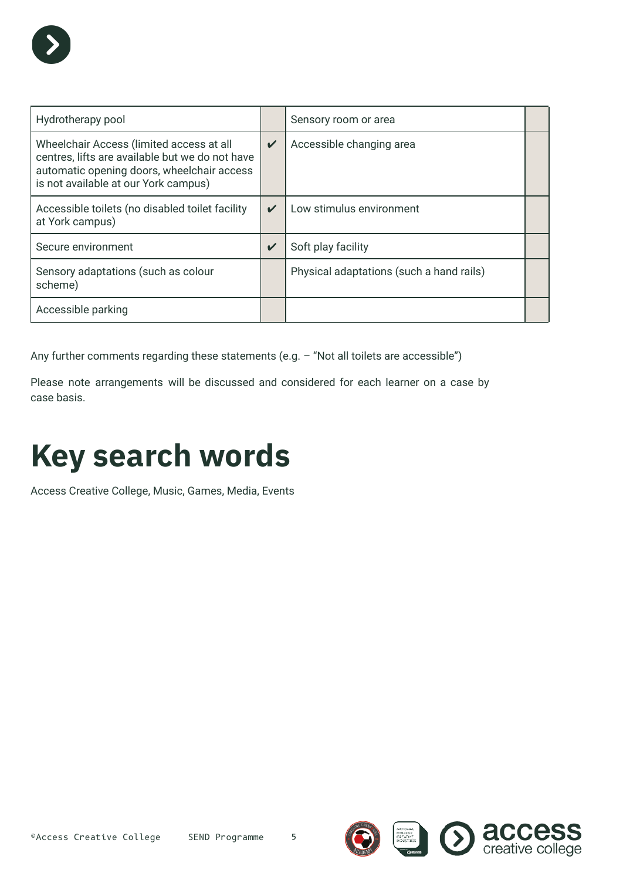| Hydrotherapy pool | | Sensory room or area | |
|---|---|---|---|
| Wheelchair Access (limited access at all centres, lifts are available but we do not have automatic opening doors, wheelchair access is not available at our York campus) | ✔ | Accessible changing area | |
| Accessible toilets (no disabled toilet facility at York campus) | ✔ | Low stimulus environment | |
| Secure environment | ✔ | Soft play facility | |
| Sensory adaptations (such as colour scheme) | | Physical adaptations (such a hand rails) | |
| Accessible parking | | | |

Any further comments regarding these statements (e.g. – “Not all toilets are accessible”)

Please note arrangements will be discussed and considered for each learner on a case by case basis.

# Key search words

Access Creative College, Music, Games, Media, Events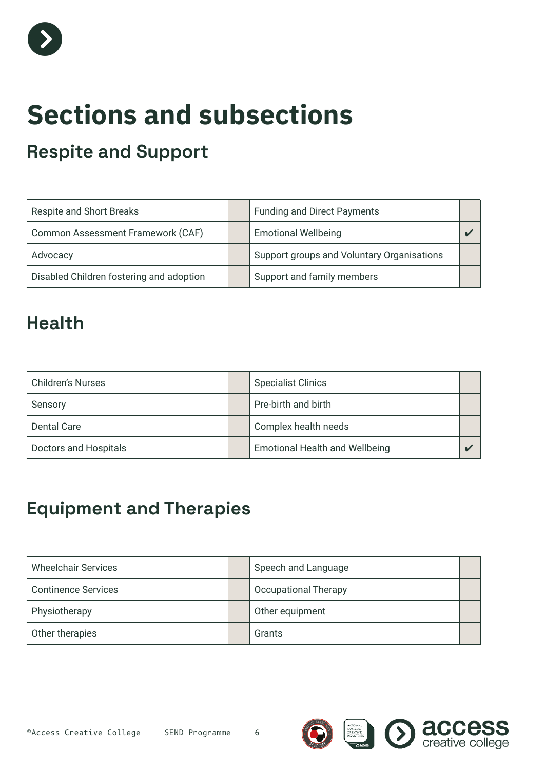# Sections and subsections

## Respite and Support

| | | | |
|---|---|---|---|
| Respite and Short Breaks | | Funding and Direct Payments | |
| Common Assessment Framework (CAF) | | Emotional Wellbeing | ✔ |
| Advocacy | | Support groups and Voluntary Organisations | |
| Disabled Children fostering and adoption | | Support and family members | |

## Health

| | | | |
|---|---|---|---|
| Children's Nurses | | Specialist Clinics | |
| Sensory | | Pre-birth and birth | |
| Dental Care | | Complex health needs | |
| Doctors and Hospitals | | Emotional Health and Wellbeing | ✔ |

## Equipment and Therapies

| | | | |
|---|---|---|---|
| Wheelchair Services | | Speech and Language | |
| Continence Services | | Occupational Therapy | |
| Physiotherapy | | Other equipment | |
| Other therapies | | Grants | |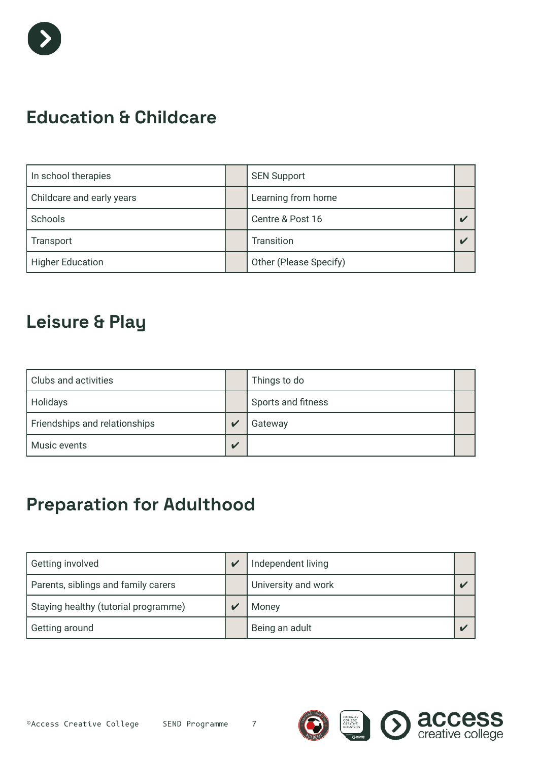## Education & Childcare

| | | | |
|---|---|---|---|
| In school therapies | | SEN Support | |
| Childcare and early years | | Learning from home | |
| Schools | | Centre & Post 16 | ✔ |
| Transport | | Transition | ✔ |
| Higher Education | | Other (Please Specify) | |

## Leisure & Play

| | | | |
|---|---|---|---|
| Clubs and activities | | Things to do | |
| Holidays | | Sports and fitness | |
| Friendships and relationships | ✔ | Gateway | |
| Music events | ✔ | | |

## Preparation for Adulthood

| | | | |
|---|---|---|---|
| Getting involved | ✔ | Independent living | |
| Parents, siblings and family carers | | University and work | ✔ |
| Staying healthy (tutorial programme) | ✔ | Money | |
| Getting around | | Being an adult | ✔ |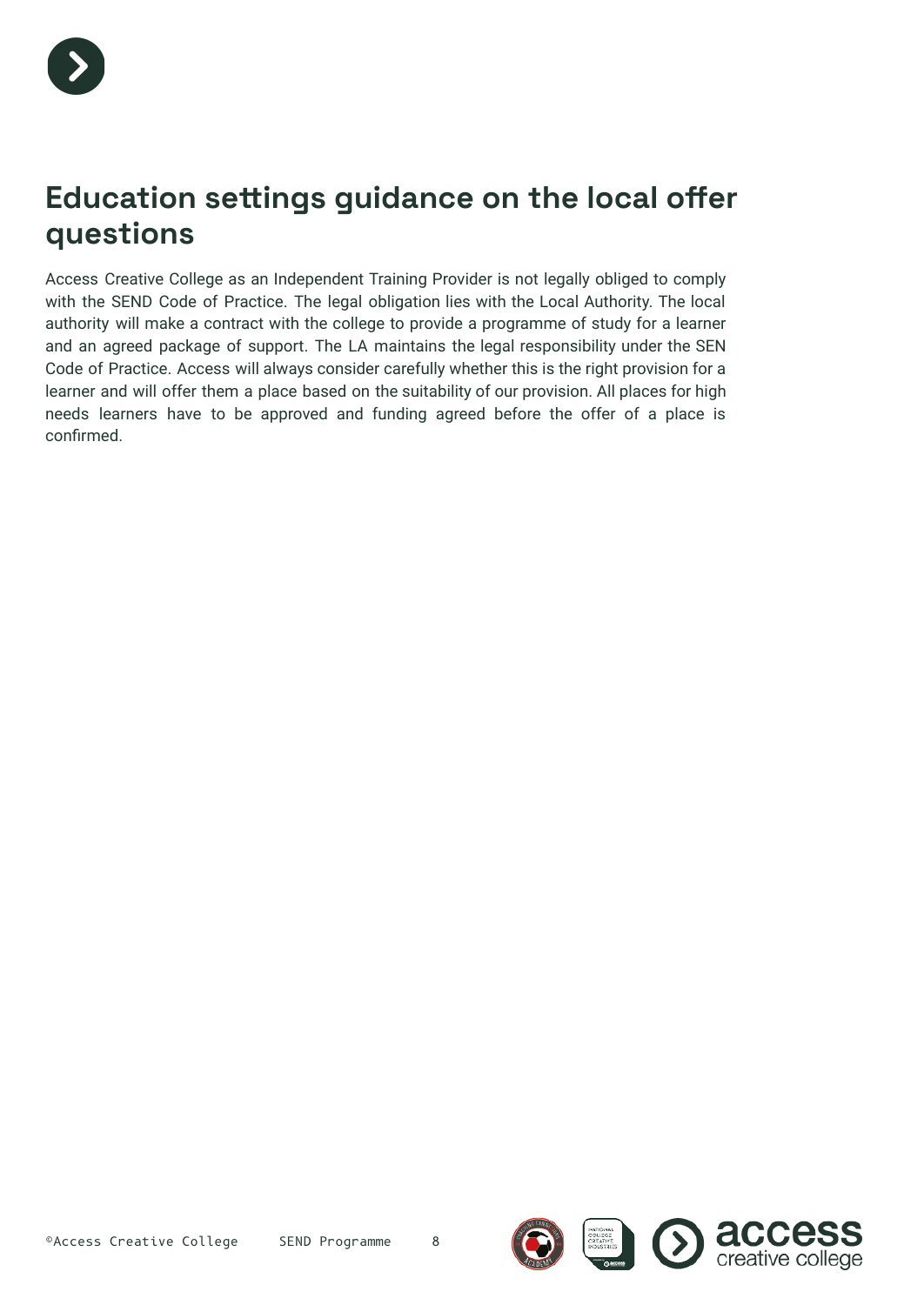# Education settings guidance on the local offer questions

Access Creative College as an Independent Training Provider is not legally obliged to comply with the SEND Code of Practice. The legal obligation lies with the Local Authority. The local authority will make a contract with the college to provide a programme of study for a learner and an agreed package of support. The LA maintains the legal responsibility under the SEN Code of Practice. Access will always consider carefully whether this is the right provision for a learner and will offer them a place based on the suitability of our provision. All places for high needs learners have to be approved and funding agreed before the offer of a place is confirmed.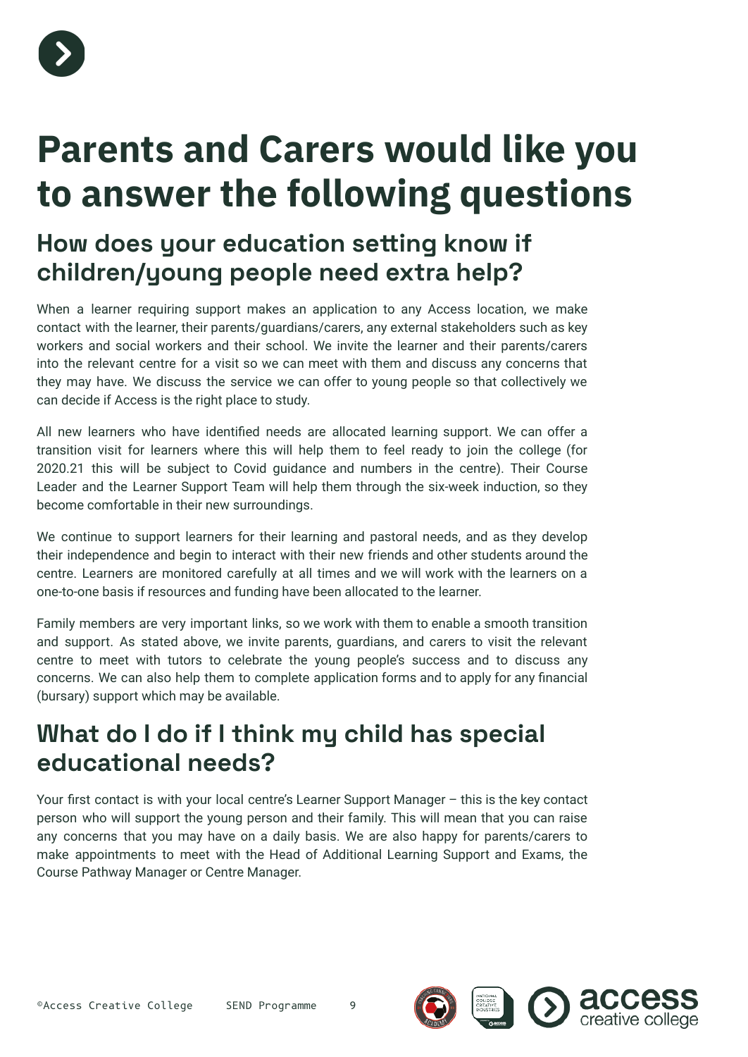# Parents and Carers would like you to answer the following questions

## How does your education setting know if children/young people need extra help?

When a learner requiring support makes an application to any Access location, we make contact with the learner, their parents/guardians/carers, any external stakeholders such as key workers and social workers and their school. We invite the learner and their parents/carers into the relevant centre for a visit so we can meet with them and discuss any concerns that they may have. We discuss the service we can offer to young people so that collectively we can decide if Access is the right place to study.

All new learners who have identified needs are allocated learning support. We can offer a transition visit for learners where this will help them to feel ready to join the college (for 2020.21 this will be subject to Covid guidance and numbers in the centre). Their Course Leader and the Learner Support Team will help them through the six-week induction, so they become comfortable in their new surroundings.

We continue to support learners for their learning and pastoral needs, and as they develop their independence and begin to interact with their new friends and other students around the centre. Learners are monitored carefully at all times and we will work with the learners on a one-to-one basis if resources and funding have been allocated to the learner.

Family members are very important links, so we work with them to enable a smooth transition and support. As stated above, we invite parents, guardians, and carers to visit the relevant centre to meet with tutors to celebrate the young people's success and to discuss any concerns. We can also help them to complete application forms and to apply for any financial (bursary) support which may be available.

## What do I do if I think my child has special educational needs?

Your first contact is with your local centre's Learner Support Manager – this is the key contact person who will support the young person and their family. This will mean that you can raise any concerns that you may have on a daily basis. We are also happy for parents/carers to make appointments to meet with the Head of Additional Learning Support and Exams, the Course Pathway Manager or Centre Manager.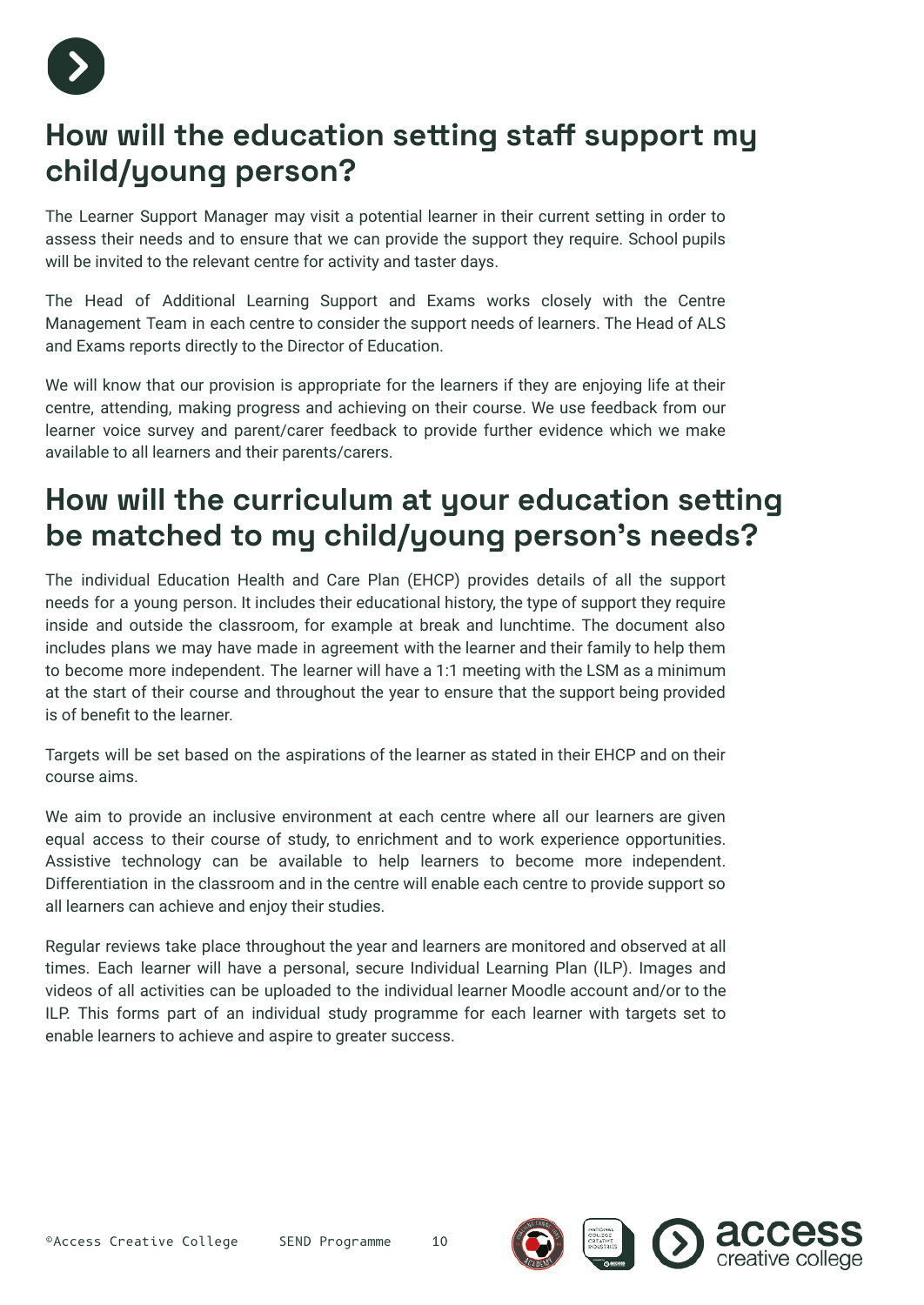## How will the education setting staff support my child/young person?

The Learner Support Manager may visit a potential learner in their current setting in order to assess their needs and to ensure that we can provide the support they require. School pupils will be invited to the relevant centre for activity and taster days.

The Head of Additional Learning Support and Exams works closely with the Centre Management Team in each centre to consider the support needs of learners. The Head of ALS and Exams reports directly to the Director of Education.

We will know that our provision is appropriate for the learners if they are enjoying life at their centre, attending, making progress and achieving on their course. We use feedback from our learner voice survey and parent/carer feedback to provide further evidence which we make available to all learners and their parents/carers.

## How will the curriculum at your education setting be matched to my child/young person's needs?

The individual Education Health and Care Plan (EHCP) provides details of all the support needs for a young person. It includes their educational history, the type of support they require inside and outside the classroom, for example at break and lunchtime. The document also includes plans we may have made in agreement with the learner and their family to help them to become more independent. The learner will have a 1:1 meeting with the LSM as a minimum at the start of their course and throughout the year to ensure that the support being provided is of benefit to the learner.

Targets will be set based on the aspirations of the learner as stated in their EHCP and on their course aims.

We aim to provide an inclusive environment at each centre where all our learners are given equal access to their course of study, to enrichment and to work experience opportunities. Assistive technology can be available to help learners to become more independent. Differentiation in the classroom and in the centre will enable each centre to provide support so all learners can achieve and enjoy their studies.

Regular reviews take place throughout the year and learners are monitored and observed at all times. Each learner will have a personal, secure Individual Learning Plan (ILP). Images and videos of all activities can be uploaded to the individual learner Moodle account and/or to the ILP. This forms part of an individual study programme for each learner with targets set to enable learners to achieve and aspire to greater success.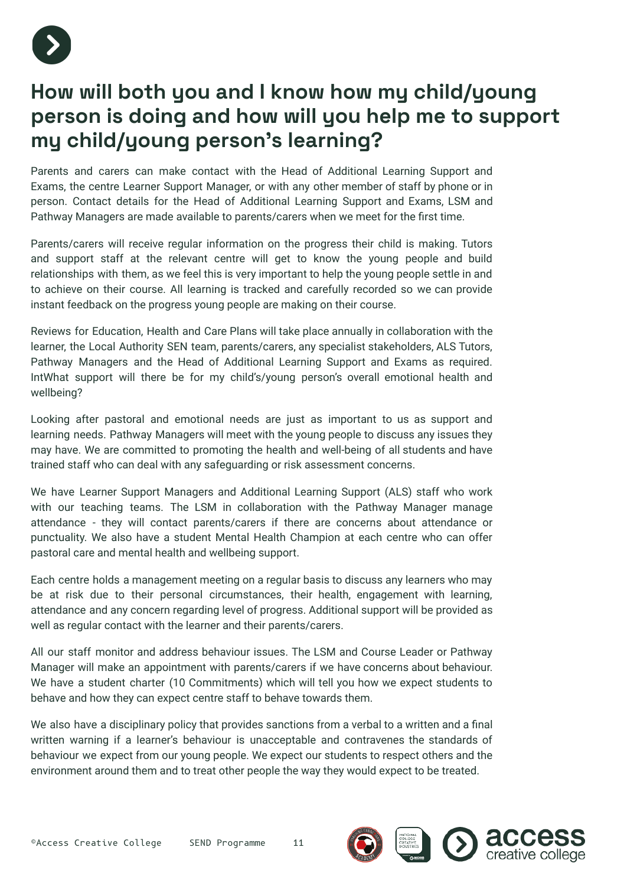## How will both you and I know how my child/young person is doing and how will you help me to support my child/young person's learning?

Parents and carers can make contact with the Head of Additional Learning Support and Exams, the centre Learner Support Manager, or with any other member of staff by phone or in person. Contact details for the Head of Additional Learning Support and Exams, LSM and Pathway Managers are made available to parents/carers when we meet for the first time.

Parents/carers will receive regular information on the progress their child is making. Tutors and support staff at the relevant centre will get to know the young people and build relationships with them, as we feel this is very important to help the young people settle in and to achieve on their course. All learning is tracked and carefully recorded so we can provide instant feedback on the progress young people are making on their course.

Reviews for Education, Health and Care Plans will take place annually in collaboration with the learner, the Local Authority SEN team, parents/carers, any specialist stakeholders, ALS Tutors, Pathway Managers and the Head of Additional Learning Support and Exams as required. IntWhat support will there be for my child's/young person's overall emotional health and wellbeing?

Looking after pastoral and emotional needs are just as important to us as support and learning needs. Pathway Managers will meet with the young people to discuss any issues they may have. We are committed to promoting the health and well-being of all students and have trained staff who can deal with any safeguarding or risk assessment concerns.

We have Learner Support Managers and Additional Learning Support (ALS) staff who work with our teaching teams. The LSM in collaboration with the Pathway Manager manage attendance - they will contact parents/carers if there are concerns about attendance or punctuality. We also have a student Mental Health Champion at each centre who can offer pastoral care and mental health and wellbeing support.

Each centre holds a management meeting on a regular basis to discuss any learners who may be at risk due to their personal circumstances, their health, engagement with learning, attendance and any concern regarding level of progress. Additional support will be provided as well as regular contact with the learner and their parents/carers.

All our staff monitor and address behaviour issues. The LSM and Course Leader or Pathway Manager will make an appointment with parents/carers if we have concerns about behaviour. We have a student charter (10 Commitments) which will tell you how we expect students to behave and how they can expect centre staff to behave towards them.

We also have a disciplinary policy that provides sanctions from a verbal to a written and a final written warning if a learner's behaviour is unacceptable and contravenes the standards of behaviour we expect from our young people. We expect our students to respect others and the environment around them and to treat other people the way they would expect to be treated.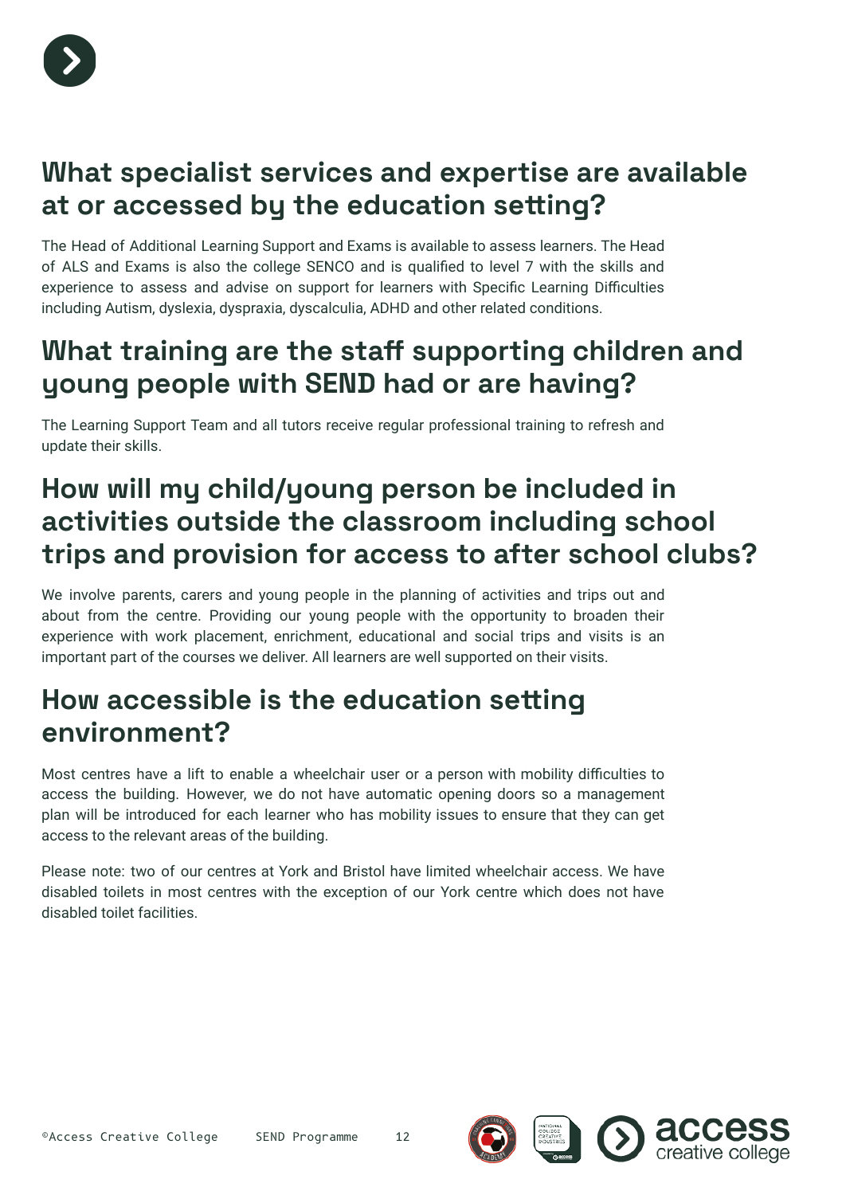## What specialist services and expertise are available at or accessed by the education setting?

The Head of Additional Learning Support and Exams is available to assess learners. The Head of ALS and Exams is also the college SENCO and is qualified to level 7 with the skills and experience to assess and advise on support for learners with Specific Learning Difficulties including Autism, dyslexia, dyspraxia, dyscalculia, ADHD and other related conditions.

## What training are the staff supporting children and young people with SEND had or are having?

The Learning Support Team and all tutors receive regular professional training to refresh and update their skills.

## How will my child/young person be included in activities outside the classroom including school trips and provision for access to after school clubs?

We involve parents, carers and young people in the planning of activities and trips out and about from the centre. Providing our young people with the opportunity to broaden their experience with work placement, enrichment, educational and social trips and visits is an important part of the courses we deliver. All learners are well supported on their visits.

## How accessible is the education setting environment?

Most centres have a lift to enable a wheelchair user or a person with mobility difficulties to access the building. However, we do not have automatic opening doors so a management plan will be introduced for each learner who has mobility issues to ensure that they can get access to the relevant areas of the building.

Please note: two of our centres at York and Bristol have limited wheelchair access. We have disabled toilets in most centres with the exception of our York centre which does not have disabled toilet facilities.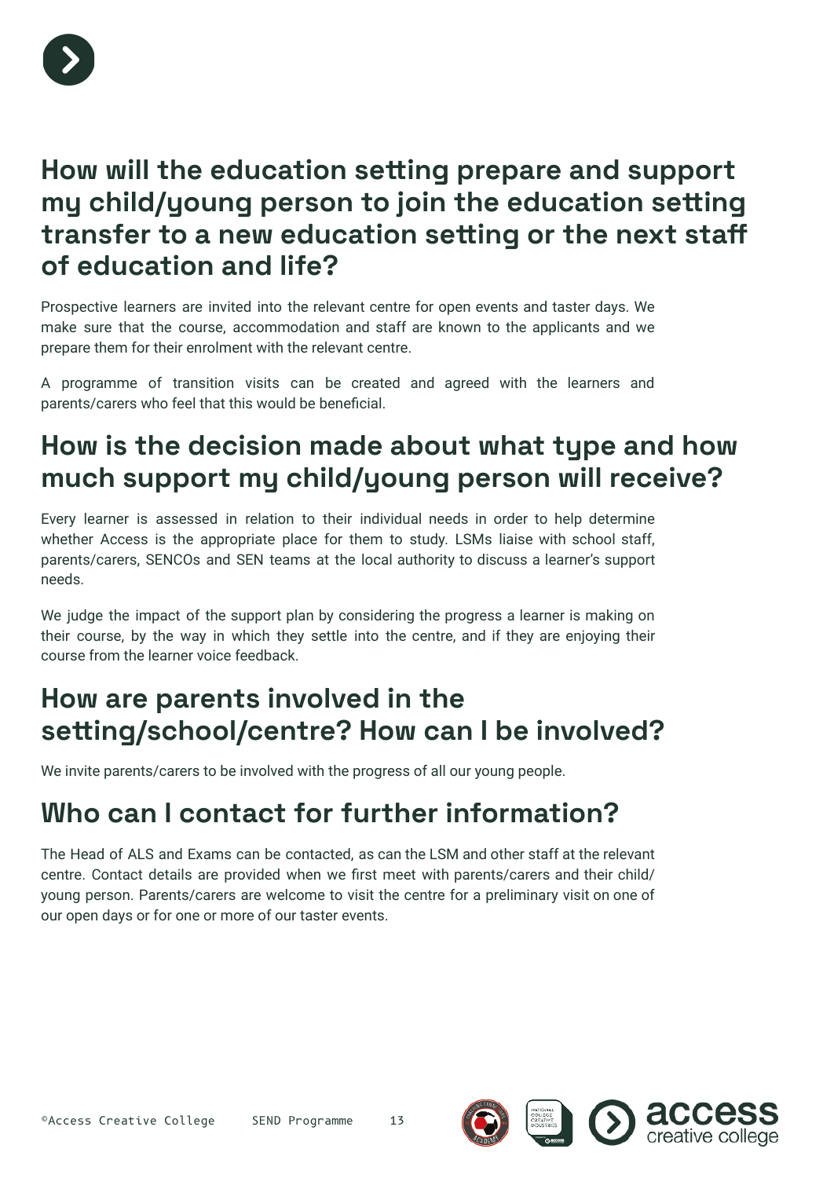## How will the education setting prepare and support my child/young person to join the education setting transfer to a new education setting or the next staff of education and life?

Prospective learners are invited into the relevant centre for open events and taster days. We make sure that the course, accommodation and staff are known to the applicants and we prepare them for their enrolment with the relevant centre.

A programme of transition visits can be created and agreed with the learners and parents/carers who feel that this would be beneficial.

## How is the decision made about what type and how much support my child/young person will receive?

Every learner is assessed in relation to their individual needs in order to help determine whether Access is the appropriate place for them to study. LSMs liaise with school staff, parents/carers, SENCOs and SEN teams at the local authority to discuss a learner's support needs.

We judge the impact of the support plan by considering the progress a learner is making on their course, by the way in which they settle into the centre, and if they are enjoying their course from the learner voice feedback.

## How are parents involved in the setting/school/centre? How can I be involved?

We invite parents/carers to be involved with the progress of all our young people.

## Who can I contact for further information?

The Head of ALS and Exams can be contacted, as can the LSM and other staff at the relevant centre. Contact details are provided when we first meet with parents/carers and their child/young person. Parents/carers are welcome to visit the centre for a preliminary visit on one of our open days or for one or more of our taster events.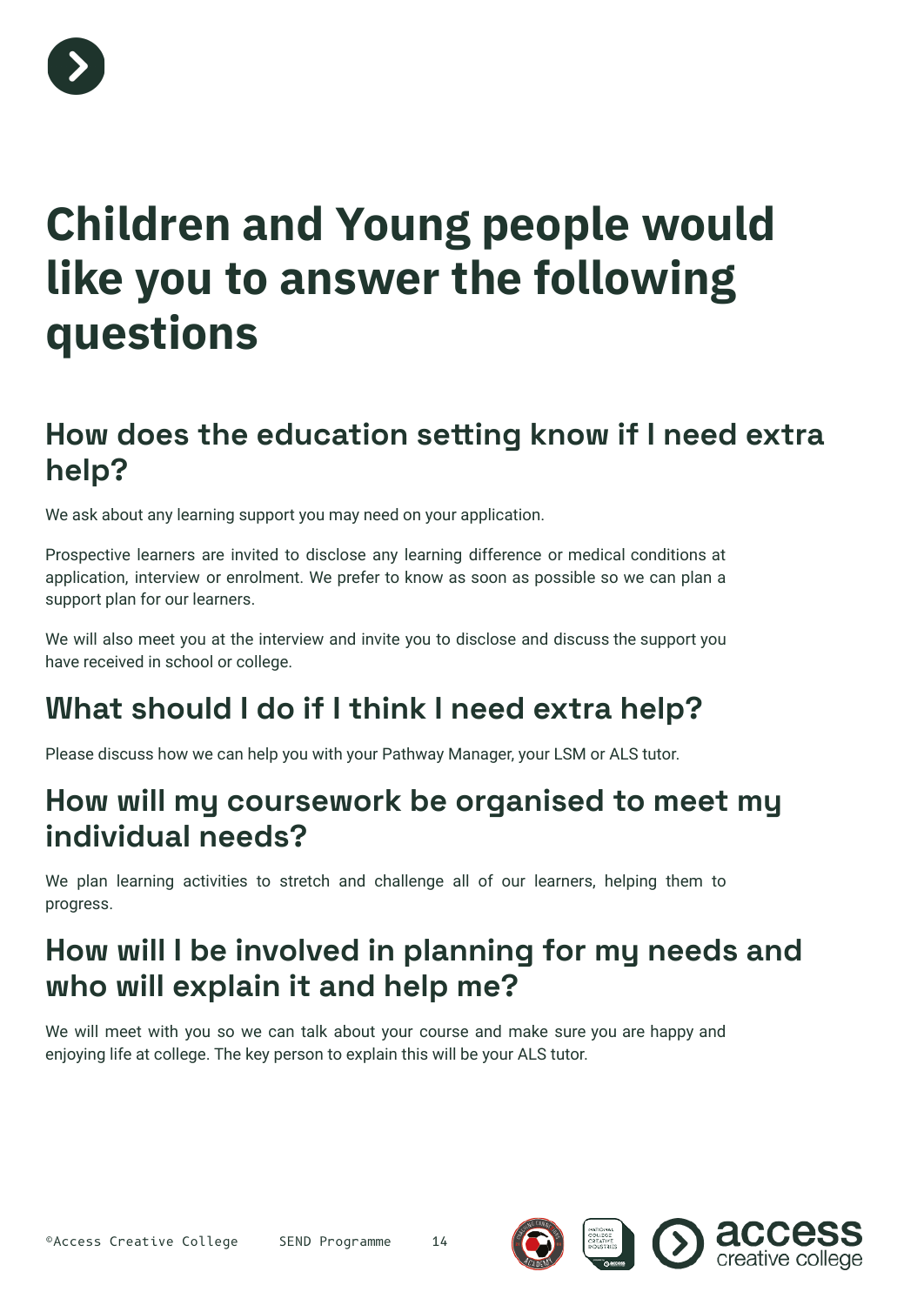# Children and Young people would like you to answer the following questions

## How does the education setting know if I need extra help?

We ask about any learning support you may need on your application.

Prospective learners are invited to disclose any learning difference or medical conditions at application, interview or enrolment. We prefer to know as soon as possible so we can plan a support plan for our learners.

We will also meet you at the interview and invite you to disclose and discuss the support you have received in school or college.

## What should I do if I think I need extra help?

Please discuss how we can help you with your Pathway Manager, your LSM or ALS tutor.

## How will my coursework be organised to meet my individual needs?

We plan learning activities to stretch and challenge all of our learners, helping them to progress.

## How will I be involved in planning for my needs and who will explain it and help me?

We will meet with you so we can talk about your course and make sure you are happy and enjoying life at college. The key person to explain this will be your ALS tutor.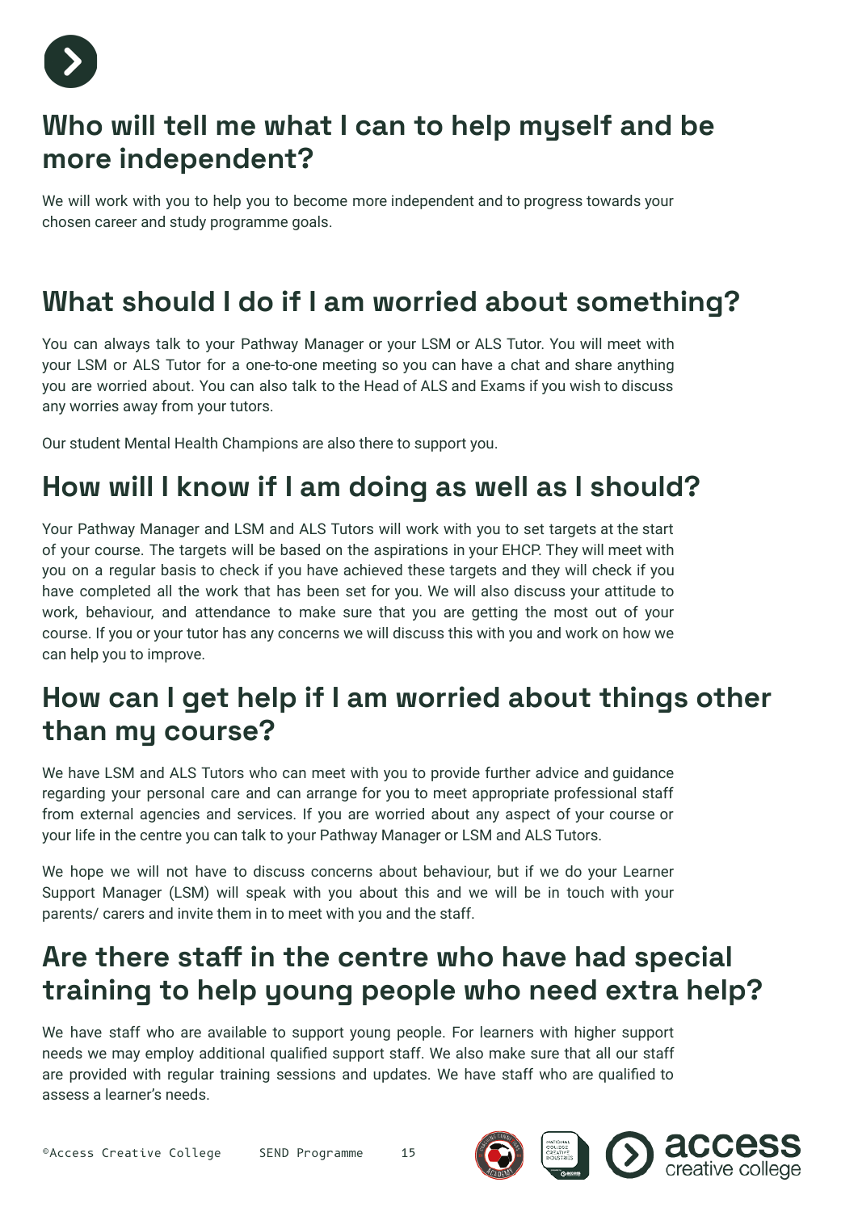## Who will tell me what I can to help myself and be more independent?

We will work with you to help you to become more independent and to progress towards your chosen career and study programme goals.

## What should I do if I am worried about something?

You can always talk to your Pathway Manager or your LSM or ALS Tutor. You will meet with your LSM or ALS Tutor for a one-to-one meeting so you can have a chat and share anything you are worried about. You can also talk to the Head of ALS and Exams if you wish to discuss any worries away from your tutors.

Our student Mental Health Champions are also there to support you.

## How will I know if I am doing as well as I should?

Your Pathway Manager and LSM and ALS Tutors will work with you to set targets at the start of your course. The targets will be based on the aspirations in your EHCP. They will meet with you on a regular basis to check if you have achieved these targets and they will check if you have completed all the work that has been set for you. We will also discuss your attitude to work, behaviour, and attendance to make sure that you are getting the most out of your course. If you or your tutor has any concerns we will discuss this with you and work on how we can help you to improve.

## How can I get help if I am worried about things other than my course?

We have LSM and ALS Tutors who can meet with you to provide further advice and guidance regarding your personal care and can arrange for you to meet appropriate professional staff from external agencies and services. If you are worried about any aspect of your course or your life in the centre you can talk to your Pathway Manager or LSM and ALS Tutors.

We hope we will not have to discuss concerns about behaviour, but if we do your Learner Support Manager (LSM) will speak with you about this and we will be in touch with your parents/ carers and invite them in to meet with you and the staff.

## Are there staff in the centre who have had special training to help young people who need extra help?

We have staff who are available to support young people. For learners with higher support needs we may employ additional qualified support staff. We also make sure that all our staff are provided with regular training sessions and updates. We have staff who are qualified to assess a learner's needs.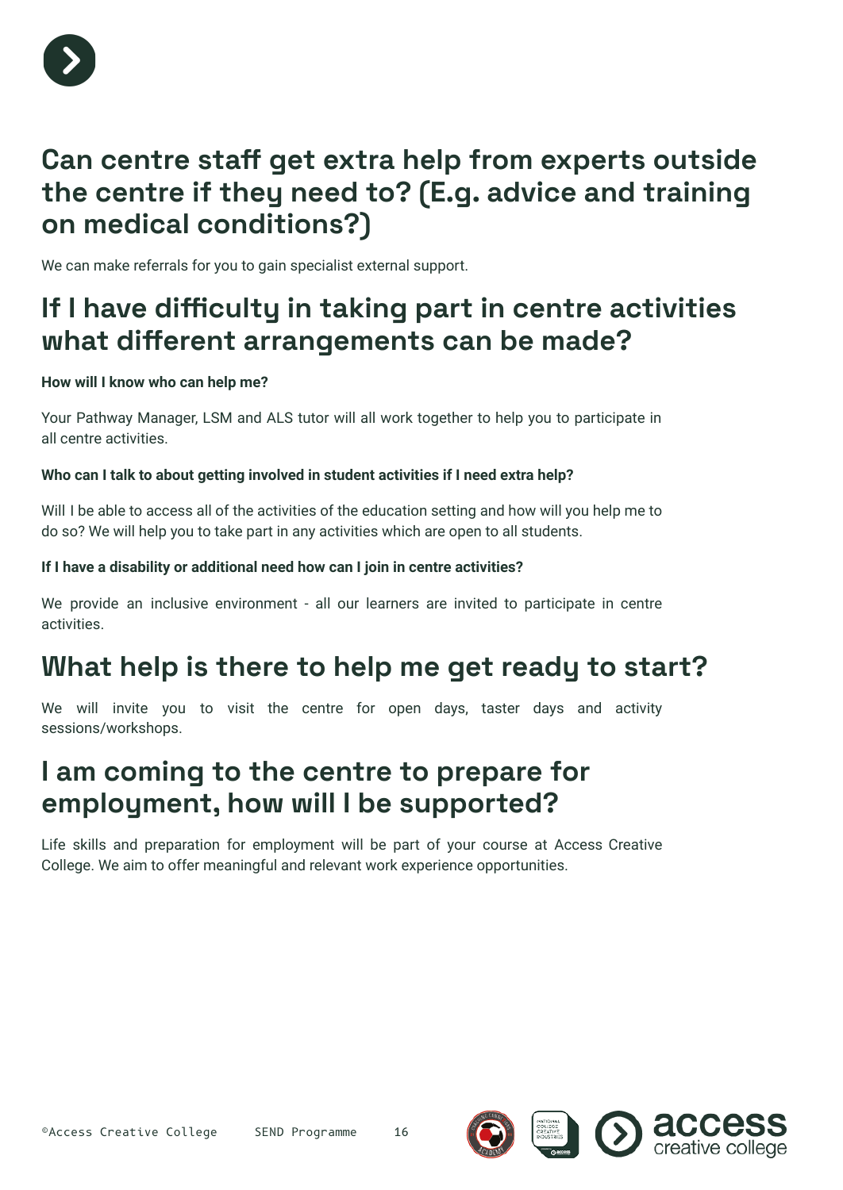## Can centre staff get extra help from experts outside the centre if they need to? (E.g. advice and training on medical conditions?)

We can make referrals for you to gain specialist external support.

## If I have difficulty in taking part in centre activities what different arrangements can be made?

**How will I know who can help me?**

Your Pathway Manager, LSM and ALS tutor will all work together to help you to participate in all centre activities.

**Who can I talk to about getting involved in student activities if I need extra help?**

Will I be able to access all of the activities of the education setting and how will you help me to do so? We will help you to take part in any activities which are open to all students.

**If I have a disability or additional need how can I join in centre activities?**

We provide an inclusive environment - all our learners are invited to participate in centre activities.

## What help is there to help me get ready to start?

We will invite you to visit the centre for open days, taster days and activity sessions/workshops.

## I am coming to the centre to prepare for employment, how will I be supported?

Life skills and preparation for employment will be part of your course at Access Creative College. We aim to offer meaningful and relevant work experience opportunities.